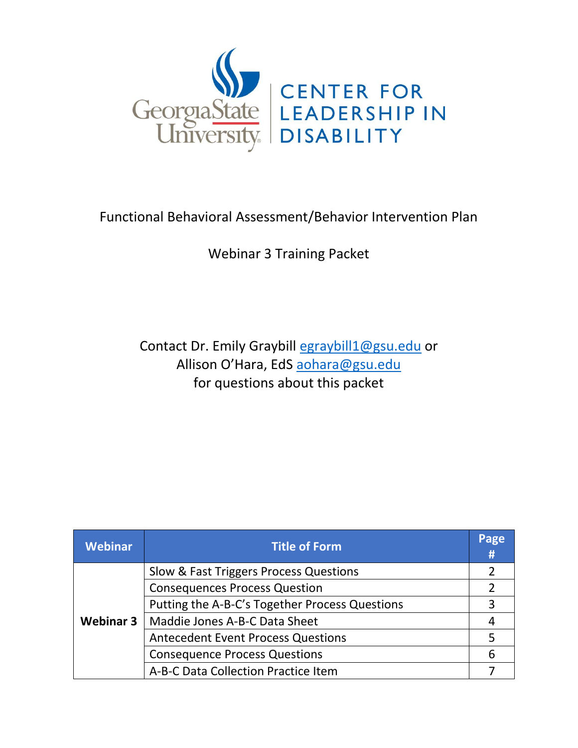Georgia State University | CENTER FOR LEADERSHIP IN DISABILITY

# Functional Behavioral Assessment/Behavior Intervention Plan

## Webinar 3 Training Packet

Contact Dr. Emily Graybill egraybill1@gsu.edu or
Allison O'Hara, EdS aohara@gsu.edu
for questions about this packet

| Webinar | Title of Form | Page # |
|---|---|---|
| **Webinar 3** | Slow & Fast Triggers Process Questions | 2 |
| | Consequences Process Question | 2 |
| | Putting the A-B-C's Together Process Questions | 3 |
| | Maddie Jones A-B-C Data Sheet | 4 |
| | Antecedent Event Process Questions | 5 |
| | Consequence Process Questions | 6 |
| | A-B-C Data Collection Practice Item | 7 |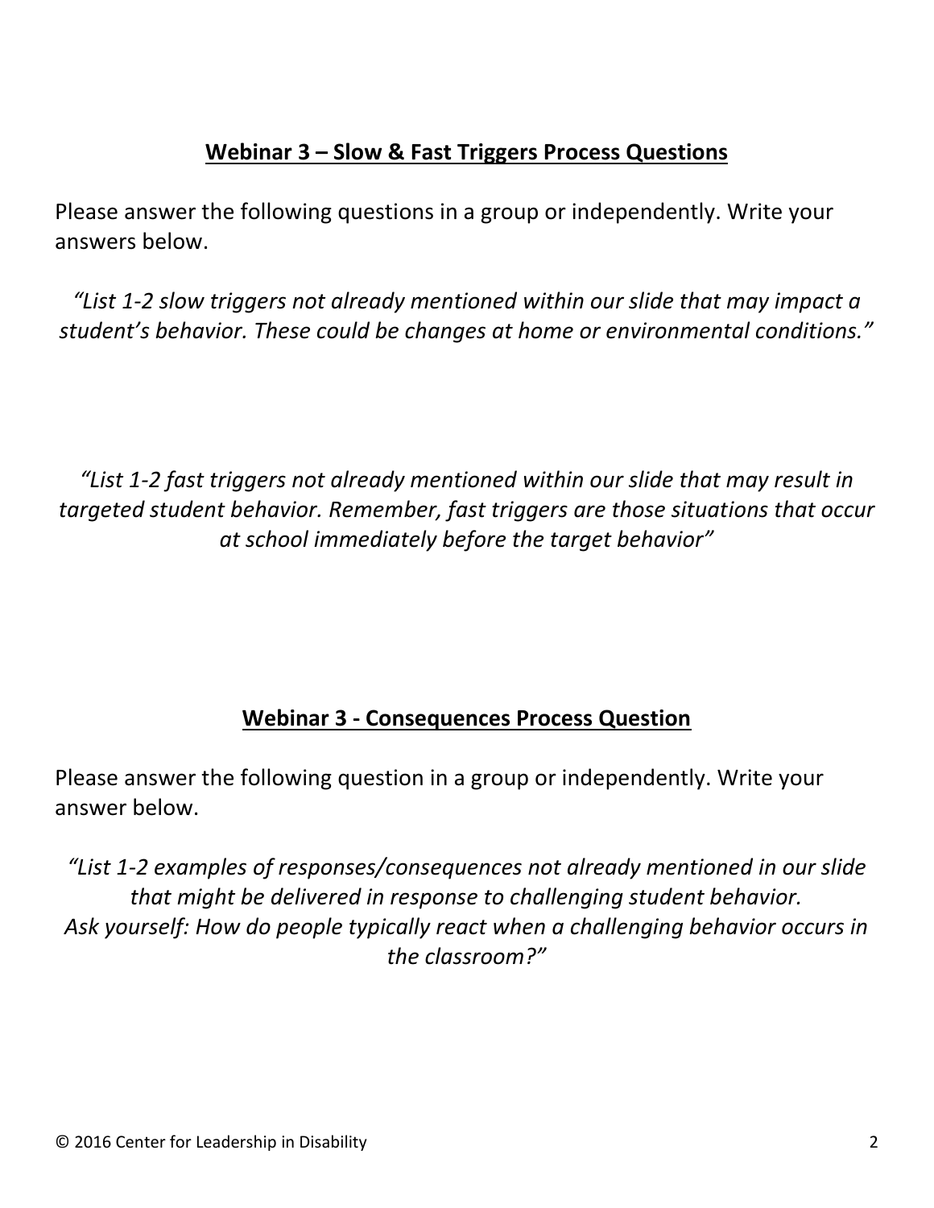## Webinar 3 – Slow & Fast Triggers Process Questions

Please answer the following questions in a group or independently. Write your answers below.

*"List 1-2 slow triggers not already mentioned within our slide that may impact a student's behavior. These could be changes at home or environmental conditions."*

*"List 1-2 fast triggers not already mentioned within our slide that may result in targeted student behavior. Remember, fast triggers are those situations that occur at school immediately before the target behavior"*

## Webinar 3 - Consequences Process Question

Please answer the following question in a group or independently. Write your answer below.

*"List 1-2 examples of responses/consequences not already mentioned in our slide that might be delivered in response to challenging student behavior.*
*Ask yourself: How do people typically react when a challenging behavior occurs in the classroom?"*

© 2016 Center for Leadership in Disability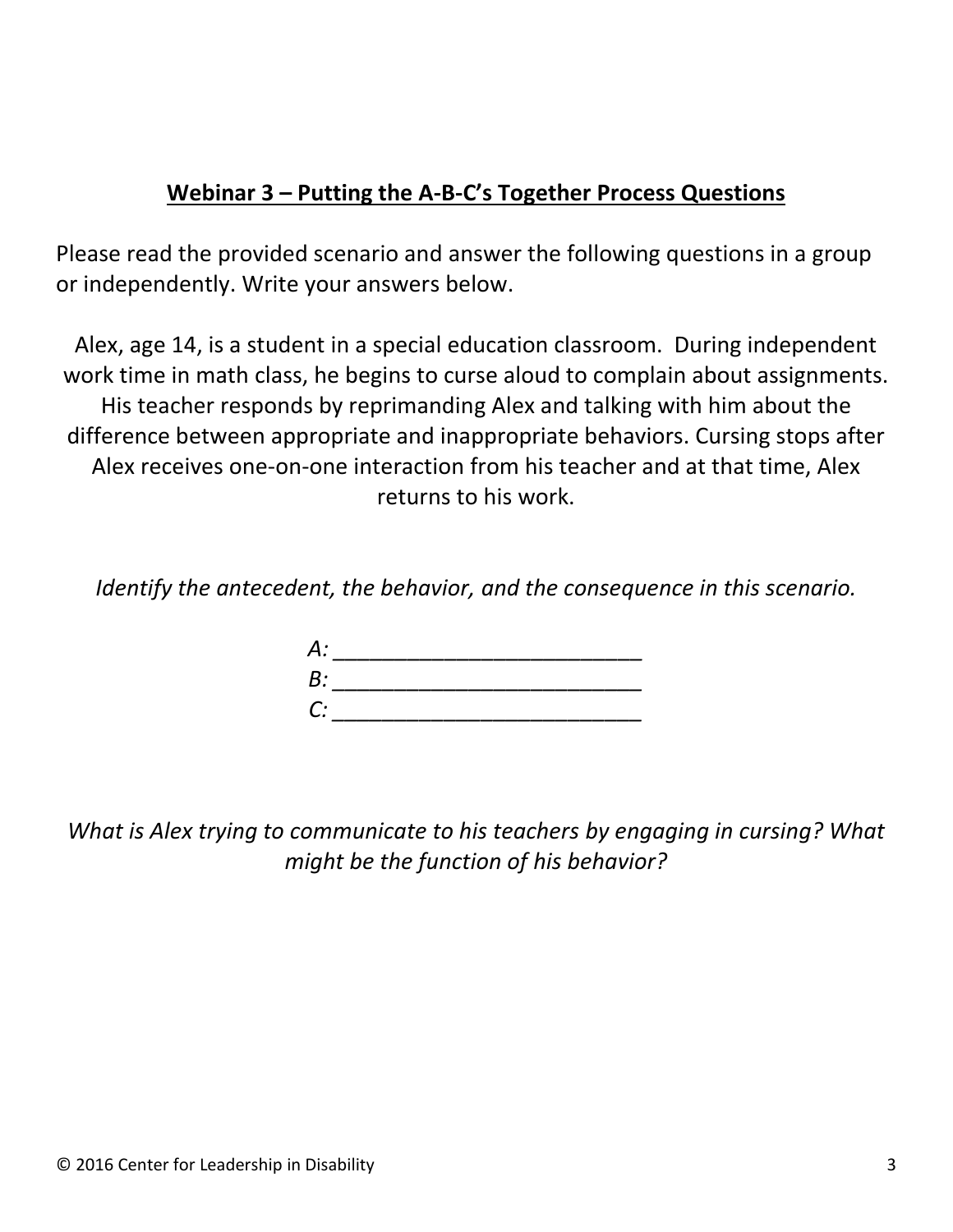## **Webinar 3 – Putting the A-B-C's Together Process Questions**

Please read the provided scenario and answer the following questions in a group or independently. Write your answers below.

Alex, age 14, is a student in a special education classroom. During independent work time in math class, he begins to curse aloud to complain about assignments. His teacher responds by reprimanding Alex and talking with him about the difference between appropriate and inappropriate behaviors. Cursing stops after Alex receives one-on-one interaction from his teacher and at that time, Alex returns to his work.

*Identify the antecedent, the behavior, and the consequence in this scenario.*

*A:* ___________________________

*B:* ___________________________

*C:* ___________________________

*What is Alex trying to communicate to his teachers by engaging in cursing? What might be the function of his behavior?*

© 2016 Center for Leadership in Disability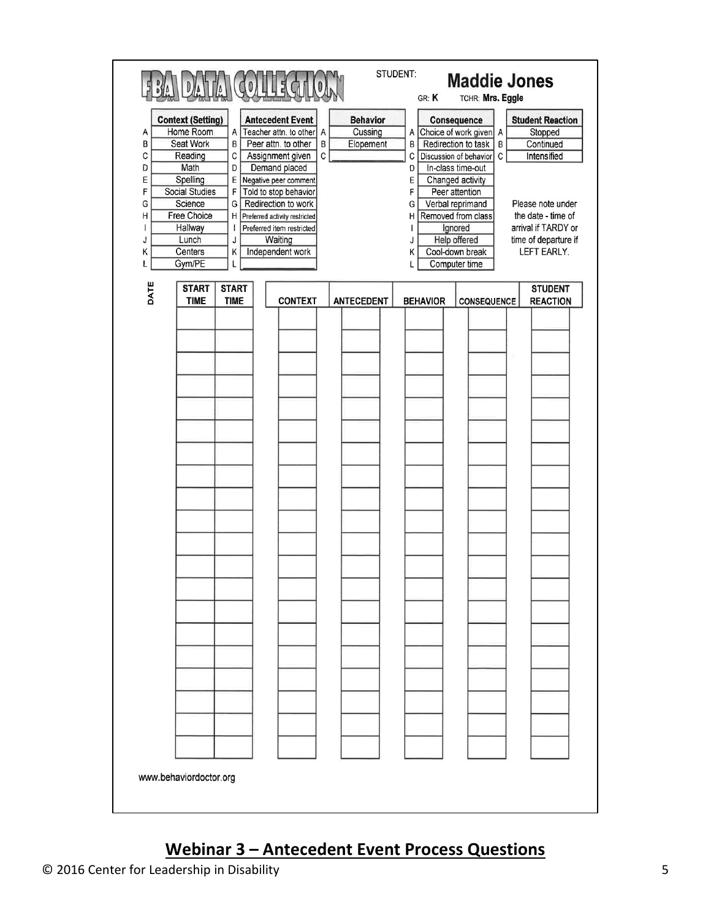# FBA DATA COLLECTION

STUDENT: **Maddie Jones**

GR: **K** TCHR: **Mrs. Eggle**

| | Context (Setting) | | Antecedent Event | | Behavior | | Consequence | | Student Reaction |
|---|---|---|---|---|---|---|---|---|---|
| A | Home Room | A | Teacher attn. to other | A | Cussing | A | Choice of work given | A | Stopped |
| B | Seat Work | B | Peer attn. to other | B | Elopement | B | Redirection to task | B | Continued |
| C | Reading | C | Assignment given | C | | C | Discussion of behavior | C | Intensified |
| D | Math | D | Demand placed | | | D | In-class time-out | | |
| E | Spelling | E | Negative peer comment | | | E | Changed activity | | |
| F | Social Studies | F | Told to stop behavior | | | F | Peer attention | | |
| G | Science | G | Redirection to work | | | G | Verbal reprimand | | |
| H | Free Choice | H | Preferred activity restricted | | | H | Removed from class | | |
| I | Hallway | I | Preferred item restricted | | | I | Ignored | | |
| J | Lunch | J | Waiting | | | J | Help offered | | |
| K | Centers | K | Independent work | | | K | Cool-down break | | |
| L | Gym/PE | L | | | | L | Computer time | | |

Please note under the date - time of arrival if TARDY or time of departure if LEFT EARLY.

| DATE | START TIME | START TIME | CONTEXT | ANTECEDENT | BEHAVIOR | CONSEQUENCE | STUDENT REACTION |
|---|---|---|---|---|---|---|---|
| | | | | | | | |
| | | | | | | | |
| | | | | | | | |
| | | | | | | | |
| | | | | | | | |
| | | | | | | | |
| | | | | | | | |
| | | | | | | | |
| | | | | | | | |
| | | | | | | | |
| | | | | | | | |
| | | | | | | | |
| | | | | | | | |
| | | | | | | | |
| | | | | | | | |
| | | | | | | | |
| | | | | | | | |
| | | | | | | | |
| | | | | | | | |
| | | | | | | | |

www.behaviordoctor.org

## Webinar 3 – Antecedent Event Process Questions

© 2016 Center for Leadership in Disability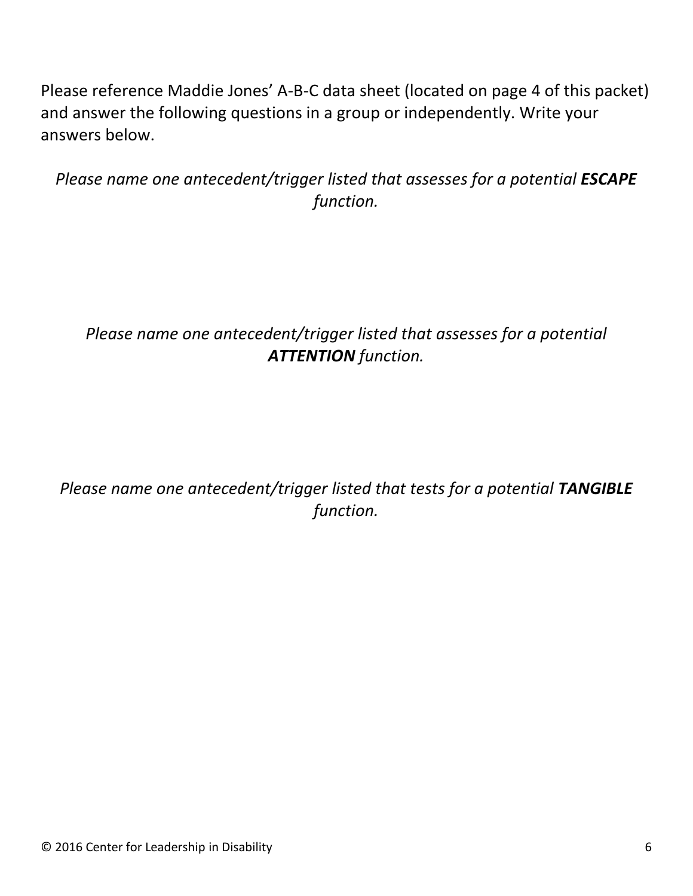Please reference Maddie Jones' A-B-C data sheet (located on page 4 of this packet) and answer the following questions in a group or independently. Write your answers below.

*Please name one antecedent/trigger listed that assesses for a potential* ***ESCAPE*** *function.*

*Please name one antecedent/trigger listed that assesses for a potential* ***ATTENTION*** *function.*

*Please name one antecedent/trigger listed that tests for a potential* ***TANGIBLE*** *function.*

© 2016 Center for Leadership in Disability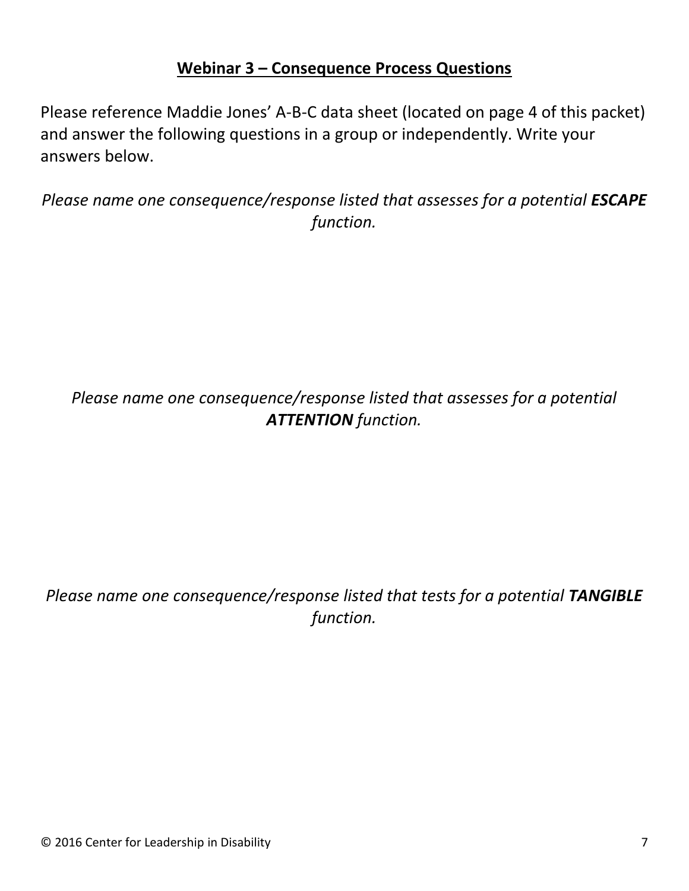## Webinar 3 – Consequence Process Questions

Please reference Maddie Jones' A-B-C data sheet (located on page 4 of this packet) and answer the following questions in a group or independently. Write your answers below.

*Please name one consequence/response listed that assesses for a potential* ***ESCAPE*** *function.*

*Please name one consequence/response listed that assesses for a potential* ***ATTENTION*** *function.*

*Please name one consequence/response listed that tests for a potential* ***TANGIBLE*** *function.*

© 2016 Center for Leadership in Disability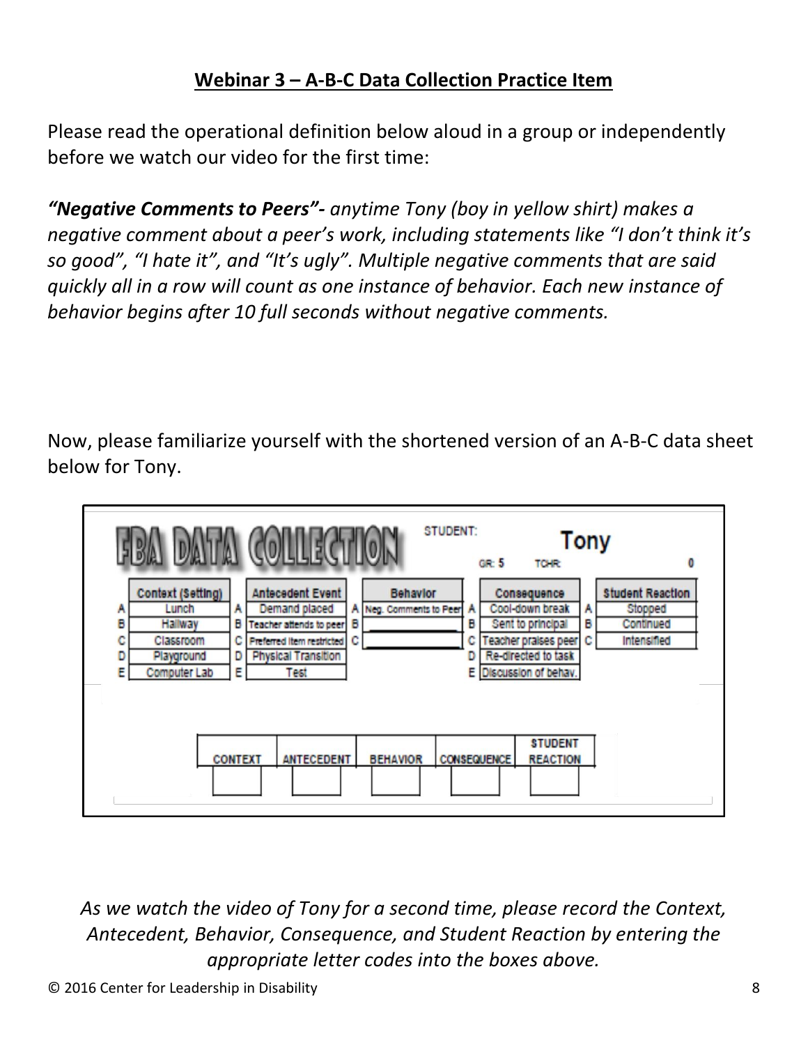## Webinar 3 – A-B-C Data Collection Practice Item

Please read the operational definition below aloud in a group or independently before we watch our video for the first time:

***"Negative Comments to Peers"-** anytime Tony (boy in yellow shirt) makes a negative comment about a peer's work, including statements like "I don't think it's so good", "I hate it", and "It's ugly". Multiple negative comments that are said quickly all in a row will count as one instance of behavior. Each new instance of behavior begins after 10 full seconds without negative comments.*

Now, please familiarize yourself with the shortened version of an A-B-C data sheet below for Tony.

**FBA DATA COLLECTION**

STUDENT: **Tony**

GR: 5 TCHR: 0

| | Context (Setting) | | Antecedent Event | | Behavior | | Consequence | | Student Reaction |
|---|---|---|---|---|---|---|---|---|---|
| A | Lunch | A | Demand placed | A | Neg. Comments to Peer | A | Cool-down break | A | Stopped |
| B | Hallway | B | Teacher attends to peer | B | | B | Sent to principal | B | Continued |
| C | Classroom | C | Preferred item restricted | C | | C | Teacher praises peer | C | Intensified |
| D | Playground | D | Physical Transition | | | D | Re-directed to task | | |
| E | Computer Lab | E | Test | | | E | Discussion of behav. | | |

| CONTEXT | ANTECEDENT | BEHAVIOR | CONSEQUENCE | STUDENT REACTION |
|---|---|---|---|---|
| | | | | |

*As we watch the video of Tony for a second time, please record the Context, Antecedent, Behavior, Consequence, and Student Reaction by entering the appropriate letter codes into the boxes above.*

© 2016 Center for Leadership in Disability